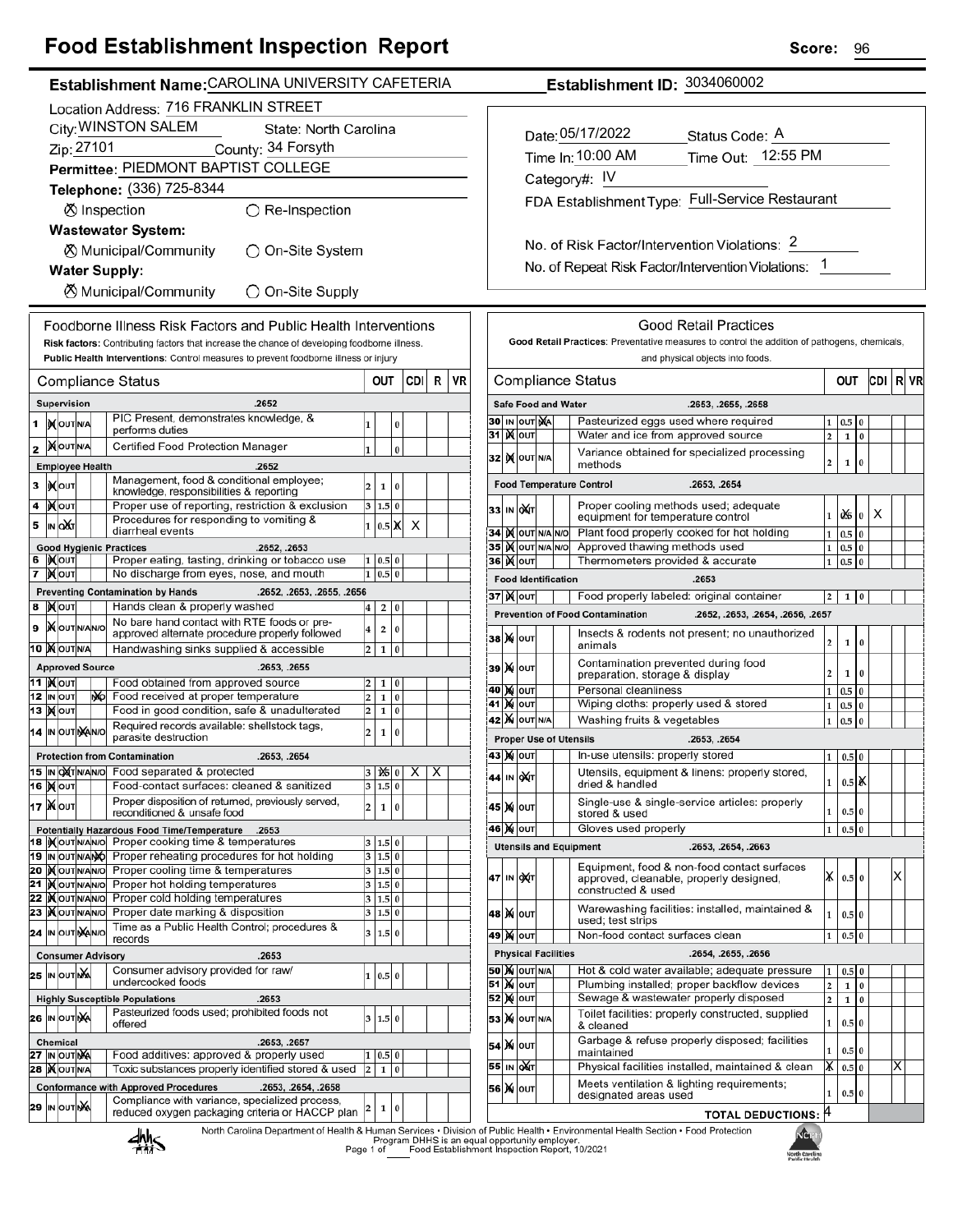# Food Establishment Inspection Report

**Score:** 96

**Establishment Name:** CAROLINA UNIVERSITY CAFETERIA

**Establishment ID:** 3034060002

Location Address: 716 FRANKLIN STREET
City: WINSTON SALEM  State: North Carolina
Zip: 27101  County: 34 Forsyth
Permittee: PIEDMONT BAPTIST COLLEGE
Telephone: (336) 725-8344

☒ Inspection ○ Re-Inspection

**Wastewater System:**
☒ Municipal/Community ○ On-Site System

**Water Supply:**
☒ Municipal/Community ○ On-Site Supply

Date: 05/17/2022  Status Code: A
Time In: 10:00 AM  Time Out: 12:55 PM
Category#: IV
FDA Establishment Type: Full-Service Restaurant

No. of Risk Factor/Intervention Violations: 2
No. of Repeat Risk Factor/Intervention Violations: 1

## Foodborne Illness Risk Factors and Public Health Interventions

**Risk factors:** Contributing factors that increase the chance of developing foodborne illness.
**Public Health Interventions:** Control measures to prevent foodborne illness or injury

| # | Compliance Status | | OUT | | | CDI | R | VR |
|---|---|---|---|---|---|---|---|---|
| | **Supervision** .2652 | | | | | | | |
| 1 | IN | PIC Present, demonstrates knowledge, & performs duties | 1 | | 0 | | | |
| 2 | IN | Certified Food Protection Manager | 1 | | 0 | | | |
| | **Employee Health** .2652 | | | | | | | |
| 3 | IN | Management, food & conditional employee; knowledge, responsibilities & reporting | 2 | 1 | 0 | | | |
| 4 | IN | Proper use of reporting, restriction & exclusion | 3 | 1.5 | 0 | | | |
| 5 | OUT | Procedures for responding to vomiting & diarrheal events | 1 | 0.5 | X | X | | |
| | **Good Hygienic Practices** .2652, .2653 | | | | | | | |
| 6 | IN | Proper eating, tasting, drinking or tobacco use | 1 | 0.5 | 0 | | | |
| 7 | IN | No discharge from eyes, nose, and mouth | 1 | 0.5 | 0 | | | |
| | **Preventing Contamination by Hands** .2652, .2653, .2655, .2656 | | | | | | | |
| 8 | IN | Hands clean & properly washed | 4 | 2 | 0 | | | |
| 9 | IN | No bare hand contact with RTE foods or pre-approved alternate procedure properly followed | 4 | 2 | 0 | | | |
| 10 | IN | Handwashing sinks supplied & accessible | 2 | 1 | 0 | | | |
| | **Approved Source** .2653, .2655 | | | | | | | |
| 11 | IN | Food obtained from approved source | 2 | 1 | 0 | | | |
| 12 | N/O | Food received at proper temperature | 2 | 1 | 0 | | | |
| 13 | IN | Food in good condition, safe & unadulterated | 2 | 1 | 0 | | | |
| 14 | N/A | Required records available: shellstock tags, parasite destruction | 2 | 1 | 0 | | | |
| | **Protection from Contamination** .2653, .2654 | | | | | | | |
| 15 | OUT | Food separated & protected | 3 | 1.5 (X) | 0 | X | X | |
| 16 | IN | Food-contact surfaces: cleaned & sanitized | 3 | 1.5 | 0 | | | |
| 17 | IN | Proper disposition of returned, previously served, reconditioned & unsafe food | 2 | 1 | 0 | | | |
| | **Potentially Hazardous Food Time/Temperature** .2653 | | | | | | | |
| 18 | IN | Proper cooking time & temperatures | 3 | 1.5 | 0 | | | |
| 19 | N/O | Proper reheating procedures for hot holding | 3 | 1.5 | 0 | | | |
| 20 | IN | Proper cooling time & temperatures | 3 | 1.5 | 0 | | | |
| 21 | IN | Proper hot holding temperatures | 3 | 1.5 | 0 | | | |
| 22 | IN | Proper cold holding temperatures | 3 | 1.5 | 0 | | | |
| 23 | IN | Proper date marking & disposition | 3 | 1.5 | 0 | | | |
| 24 | N/A | Time as a Public Health Control; procedures & records | 3 | 1.5 | 0 | | | |
| | **Consumer Advisory** .2653 | | | | | | | |
| 25 | N/A | Consumer advisory provided for raw/ undercooked foods | 1 | 0.5 | 0 | | | |
| | **Highly Susceptible Populations** .2653 | | | | | | | |
| 26 | N/A | Pasteurized foods used; prohibited foods not offered | 3 | 1.5 | 0 | | | |
| | **Chemical** .2653, .2657 | | | | | | | |
| 27 | N/A | Food additives: approved & properly used | 1 | 0.5 | 0 | | | |
| 28 | IN | Toxic substances properly identified stored & used | 2 | 1 | 0 | | | |
| | **Conformance with Approved Procedures** .2653, .2654, .2658 | | | | | | | |
| 29 | N/A | Compliance with variance, specialized process, reduced oxygen packaging criteria or HACCP plan | 2 | 1 | 0 | | | |

## Good Retail Practices

**Good Retail Practices:** Preventative measures to control the addition of pathogens, chemicals, and physical objects into foods.

| # | Compliance Status | | OUT | | | CDI | R | VR |
|---|---|---|---|---|---|---|---|---|
| | **Safe Food and Water** .2653, .2655, .2658 | | | | | | | |
| 30 | N/A | Pasteurized eggs used where required | 1 | 0.5 | 0 | | | |
| 31 | IN | Water and ice from approved source | 2 | 1 | 0 | | | |
| 32 | IN | Variance obtained for specialized processing methods | 2 | 1 | 0 | | | |
| | **Food Temperature Control** .2653, .2654 | | | | | | | |
| 33 | OUT | Proper cooling methods used; adequate equipment for temperature control | 1 | 0.5 (X) | 0 | X | | |
| 34 | IN | Plant food properly cooked for hot holding | 1 | 0.5 | 0 | | | |
| 35 | IN | Approved thawing methods used | 1 | 0.5 | 0 | | | |
| 36 | IN | Thermometers provided & accurate | 1 | 0.5 | 0 | | | |
| | **Food Identification** .2653 | | | | | | | |
| 37 | IN | Food properly labeled: original container | 2 | 1 | 0 | | | |
| | **Prevention of Food Contamination** .2652, .2653, .2654, .2656, .2657 | | | | | | | |
| 38 | IN | Insects & rodents not present; no unauthorized animals | 2 | 1 | 0 | | | |
| 39 | IN | Contamination prevented during food preparation, storage & display | 2 | 1 | 0 | | | |
| 40 | IN | Personal cleanliness | 1 | 0.5 | 0 | | | |
| 41 | IN | Wiping cloths: properly used & stored | 1 | 0.5 | 0 | | | |
| 42 | IN | Washing fruits & vegetables | 1 | 0.5 | 0 | | | |
| | **Proper Use of Utensils** .2653, .2654 | | | | | | | |
| 43 | IN | In-use utensils: properly stored | 1 | 0.5 | 0 | | | |
| 44 | OUT | Utensils, equipment & linens: properly stored, dried & handled | 1 | 0.5 | X | | | |
| 45 | IN | Single-use & single-service articles: properly stored & used | 1 | 0.5 | 0 | | | |
| 46 | IN | Gloves used properly | 1 | 0.5 | 0 | | | |
| | **Utensils and Equipment** .2653, .2654, .2663 | | | | | | | |
| 47 | OUT | Equipment, food & non-food contact surfaces approved, cleanable, properly designed, constructed & used | X | 0.5 | 0 | | | X |
| 48 | IN | Warewashing facilities: installed, maintained & used; test strips | 1 | 0.5 | 0 | | | |
| 49 | IN | Non-food contact surfaces clean | 1 | 0.5 | 0 | | | |
| | **Physical Facilities** .2654, .2655, .2656 | | | | | | | |
| 50 | IN | Hot & cold water available; adequate pressure | 1 | 0.5 | 0 | | | |
| 51 | IN | Plumbing installed; proper backflow devices | 2 | 1 | 0 | | | |
| 52 | IN | Sewage & wastewater properly disposed | 2 | 1 | 0 | | | |
| 53 | IN | Toilet facilities: properly constructed, supplied & cleaned | 1 | 0.5 | 0 | | | |
| 54 | IN | Garbage & refuse properly disposed; facilities maintained | 1 | 0.5 | 0 | | | |
| 55 | OUT | Physical facilities installed, maintained & clean | X | 0.5 | 0 | | | X |
| 56 | IN | Meets ventilation & lighting requirements; designated areas used | 1 | 0.5 | 0 | | | |
| | | **TOTAL DEDUCTIONS:** | 4 | | | | | |

North Carolina Department of Health & Human Services • Division of Public Health • Environmental Health Section • Food Protection Program DHHS is an equal opportunity employer. Food Establishment Inspection Report, 10/2021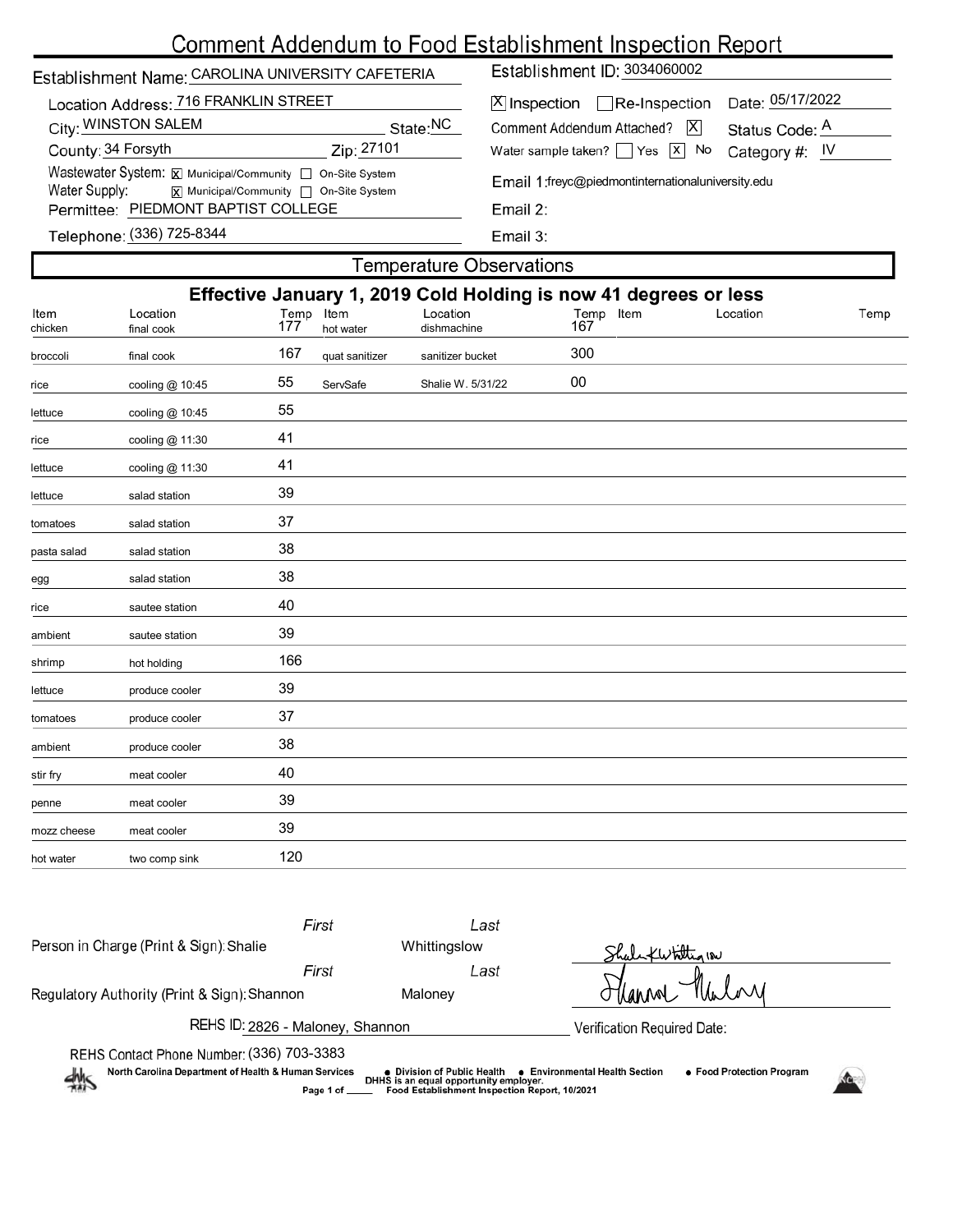# Comment Addendum to Food Establishment Inspection Report

**Establishment Name:** CAROLINA UNIVERSITY CAFETERIA

**Establishment ID:** 3034060002

**Location Address:** 716 FRANKLIN STREET

**City:** WINSTON SALEM **State:** NC

**County:** 34 Forsyth **Zip:** 27101

**Wastewater System:** [X] Municipal/Community [ ] On-Site System

**Water Supply:** [X] Municipal/Community [ ] On-Site System

**Permittee:** PIEDMONT BAPTIST COLLEGE

**Telephone:** (336) 725-8344

[X] Inspection [ ] Re-Inspection **Date:** 05/17/2022

**Comment Addendum Attached?** [X] **Status Code:** A

**Water sample taken?** [ ] Yes [X] No **Category #:** IV

**Email 1:** freyc@piedmontinternationaluniversity.edu

**Email 2:**

**Email 3:**

## Temperature Observations

**Effective January 1, 2019 Cold Holding is now 41 degrees or less**

| Item | Location | Temp | Item | Location | Temp | Item | Location | Temp |
|---|---|---|---|---|---|---|---|---|
| chicken | final cook | 177 | hot water | dishmachine | 167 | | | |
| broccoli | final cook | 167 | quat sanitizer | sanitizer bucket | 300 | | | |
| rice | cooling @ 10:45 | 55 | ServSafe | Shalie W. 5/31/22 | 00 | | | |
| lettuce | cooling @ 10:45 | 55 | | | | | | |
| rice | cooling @ 11:30 | 41 | | | | | | |
| lettuce | cooling @ 11:30 | 41 | | | | | | |
| lettuce | salad station | 39 | | | | | | |
| tomatoes | salad station | 37 | | | | | | |
| pasta salad | salad station | 38 | | | | | | |
| egg | salad station | 38 | | | | | | |
| rice | sautee station | 40 | | | | | | |
| ambient | sautee station | 39 | | | | | | |
| shrimp | hot holding | 166 | | | | | | |
| lettuce | produce cooler | 39 | | | | | | |
| tomatoes | produce cooler | 37 | | | | | | |
| ambient | produce cooler | 38 | | | | | | |
| stir fry | meat cooler | 40 | | | | | | |
| penne | meat cooler | 39 | | | | | | |
| mozz cheese | meat cooler | 39 | | | | | | |
| hot water | two comp sink | 120 | | | | | | |

| | First | Last |
|---|---|---|
| Person in Charge (Print & Sign): | Shalie | Whittingslow |
| Regulatory Authority (Print & Sign): | Shannon | Maloney |

**REHS ID:** 2826 - Maloney, Shannon

**Verification Required Date:**

**REHS Contact Phone Number:** (336) 703-3383

North Carolina Department of Health & Human Services • Division of Public Health • Environmental Health Section • Food Protection Program

DHHS is an equal opportunity employer.

Food Establishment Inspection Report, 10/2021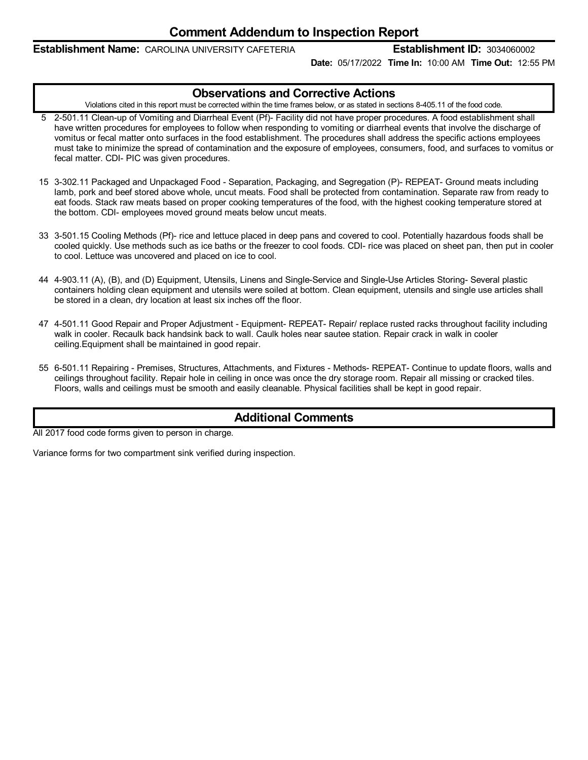# Comment Addendum to Inspection Report

**Establishment Name:** CAROLINA UNIVERSITY CAFETERIA **Establishment ID:** 3034060002

**Date:** 05/17/2022 **Time In:** 10:00 AM **Time Out:** 12:55 PM

## Observations and Corrective Actions

Violations cited in this report must be corrected within the time frames below, or as stated in sections 8-405.11 of the food code.

5 2-501.11 Clean-up of Vomiting and Diarrheal Event (Pf)- Facility did not have proper procedures. A food establishment shall have written procedures for employees to follow when responding to vomiting or diarrheal events that involve the discharge of vomitus or fecal matter onto surfaces in the food establishment. The procedures shall address the specific actions employees must take to minimize the spread of contamination and the exposure of employees, consumers, food, and surfaces to vomitus or fecal matter. CDI- PIC was given procedures.

15 3-302.11 Packaged and Unpackaged Food - Separation, Packaging, and Segregation (P)- REPEAT- Ground meats including lamb, pork and beef stored above whole, uncut meats. Food shall be protected from contamination. Separate raw from ready to eat foods. Stack raw meats based on proper cooking temperatures of the food, with the highest cooking temperature stored at the bottom. CDI- employees moved ground meats below uncut meats.

33 3-501.15 Cooling Methods (Pf)- rice and lettuce placed in deep pans and covered to cool. Potentially hazardous foods shall be cooled quickly. Use methods such as ice baths or the freezer to cool foods. CDI- rice was placed on sheet pan, then put in cooler to cool. Lettuce was uncovered and placed on ice to cool.

44 4-903.11 (A), (B), and (D) Equipment, Utensils, Linens and Single-Service and Single-Use Articles Storing- Several plastic containers holding clean equipment and utensils were soiled at bottom. Clean equipment, utensils and single use articles shall be stored in a clean, dry location at least six inches off the floor.

47 4-501.11 Good Repair and Proper Adjustment - Equipment- REPEAT- Repair/ replace rusted racks throughout facility including walk in cooler. Recaulk back handsink back to wall. Caulk holes near sautee station. Repair crack in walk in cooler ceiling.Equipment shall be maintained in good repair.

55 6-501.11 Repairing - Premises, Structures, Attachments, and Fixtures - Methods- REPEAT- Continue to update floors, walls and ceilings throughout facility. Repair hole in ceiling in once was once the dry storage room. Repair all missing or cracked tiles. Floors, walls and ceilings must be smooth and easily cleanable. Physical facilities shall be kept in good repair.

## Additional Comments

All 2017 food code forms given to person in charge.

Variance forms for two compartment sink verified during inspection.